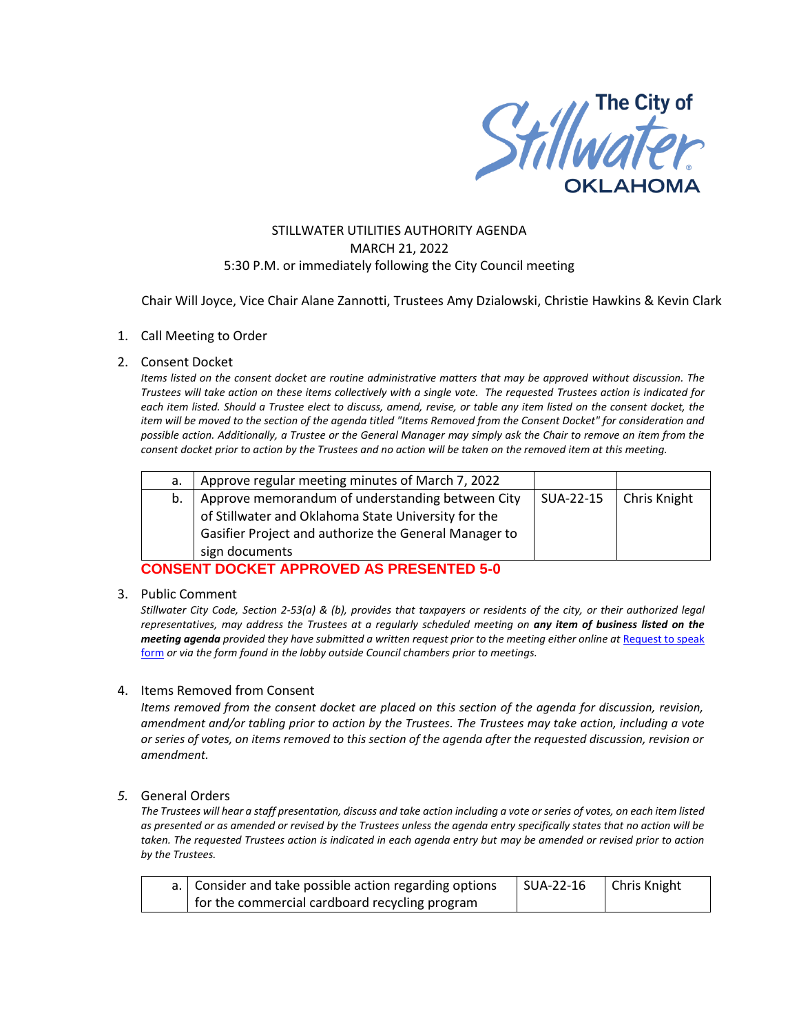The City of Stillwater OKLAHOMA

STILLWATER UTILITIES AUTHORITY AGENDA
MARCH 21, 2022
5:30 P.M. or immediately following the City Council meeting

Chair Will Joyce, Vice Chair Alane Zannotti, Trustees Amy Dzialowski, Christie Hawkins & Kevin Clark

1. Call Meeting to Order

2. Consent Docket

*Items listed on the consent docket are routine administrative matters that may be approved without discussion. The Trustees will take action on these items collectively with a single vote. The requested Trustees action is indicated for each item listed. Should a Trustee elect to discuss, amend, revise, or table any item listed on the consent docket, the item will be moved to the section of the agenda titled "Items Removed from the Consent Docket" for consideration and possible action. Additionally, a Trustee or the General Manager may simply ask the Chair to remove an item from the consent docket prior to action by the Trustees and no action will be taken on the removed item at this meeting.*

| | | | |
|---|---|---|---|
| a. | Approve regular meeting minutes of March 7, 2022 | | |
| b. | Approve memorandum of understanding between City of Stillwater and Oklahoma State University for the Gasifier Project and authorize the General Manager to sign documents | SUA-22-15 | Chris Knight |

**CONSENT DOCKET APPROVED AS PRESENTED 5-0**

3. Public Comment

*Stillwater City Code, Section 2-53(a) & (b), provides that taxpayers or residents of the city, or their authorized legal representatives, may address the Trustees at a regularly scheduled meeting on **any item of business listed on the meeting agenda** provided they have submitted a written request prior to the meeting either online at Request to speak form or via the form found in the lobby outside Council chambers prior to meetings.*

4. Items Removed from Consent

*Items removed from the consent docket are placed on this section of the agenda for discussion, revision, amendment and/or tabling prior to action by the Trustees. The Trustees may take action, including a vote or series of votes, on items removed to this section of the agenda after the requested discussion, revision or amendment.*

5. General Orders

*The Trustees will hear a staff presentation, discuss and take action including a vote or series of votes, on each item listed as presented or as amended or revised by the Trustees unless the agenda entry specifically states that no action will be taken. The requested Trustees action is indicated in each agenda entry but may be amended or revised prior to action by the Trustees.*

| | | | |
|---|---|---|---|
| a. | Consider and take possible action regarding options for the commercial cardboard recycling program | SUA-22-16 | Chris Knight |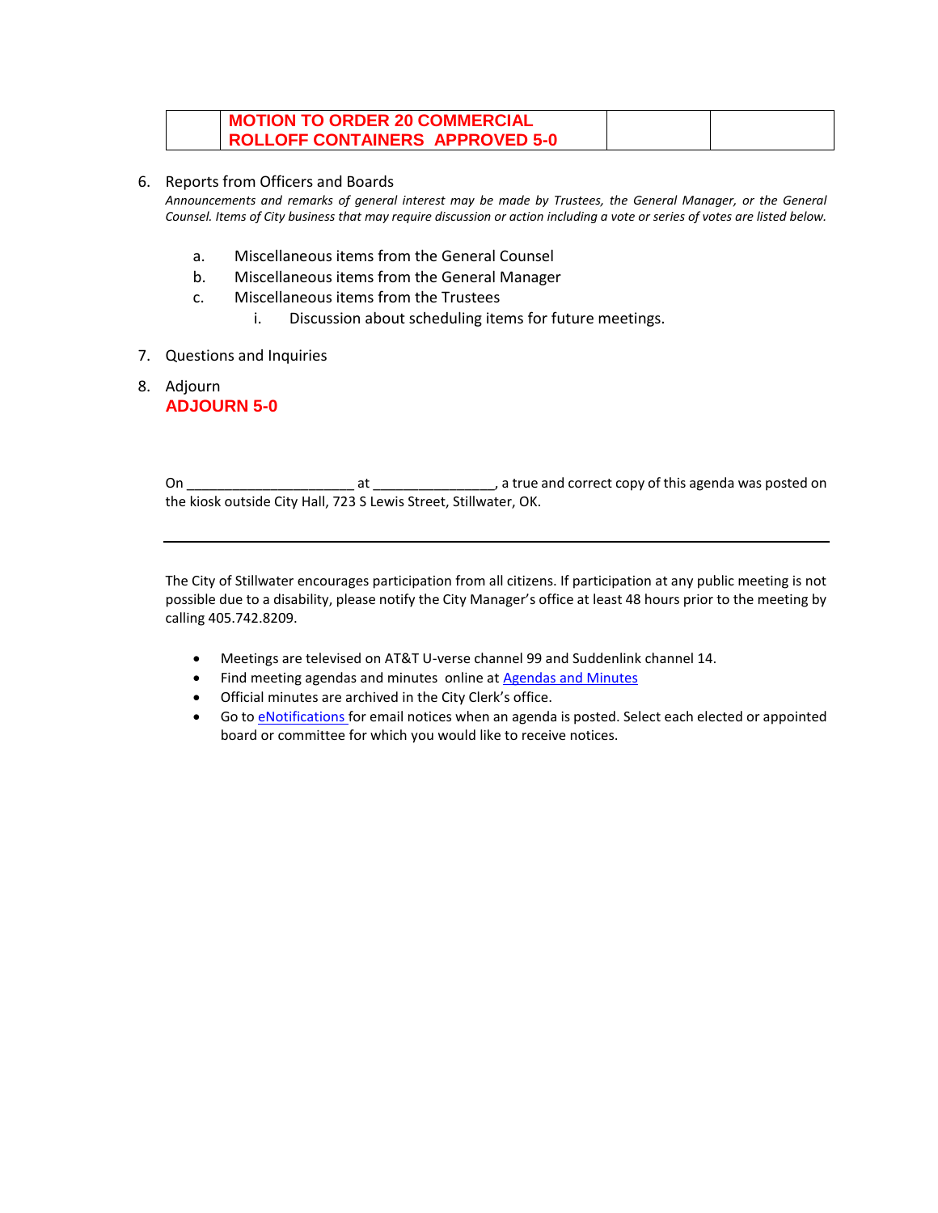| | | | |
|---|---|---|---|
| | **MOTION TO ORDER 20 COMMERCIAL ROLLOFF CONTAINERS APPROVED 5-0** | | |

6. Reports from Officers and Boards

   *Announcements and remarks of general interest may be made by Trustees, the General Manager, or the General Counsel. Items of City business that may require discussion or action including a vote or series of votes are listed below.*

   a. Miscellaneous items from the General Counsel
   b. Miscellaneous items from the General Manager
   c. Miscellaneous items from the Trustees
      i. Discussion about scheduling items for future meetings.

7. Questions and Inquiries

8. Adjourn

   **ADJOURN 5-0**

On ______________________ at ________________, a true and correct copy of this agenda was posted on the kiosk outside City Hall, 723 S Lewis Street, Stillwater, OK.

---

The City of Stillwater encourages participation from all citizens. If participation at any public meeting is not possible due to a disability, please notify the City Manager's office at least 48 hours prior to the meeting by calling 405.742.8209.

- Meetings are televised on AT&T U-verse channel 99 and Suddenlink channel 14.
- Find meeting agendas and minutes online at Agendas and Minutes
- Official minutes are archived in the City Clerk's office.
- Go to eNotifications for email notices when an agenda is posted. Select each elected or appointed board or committee for which you would like to receive notices.